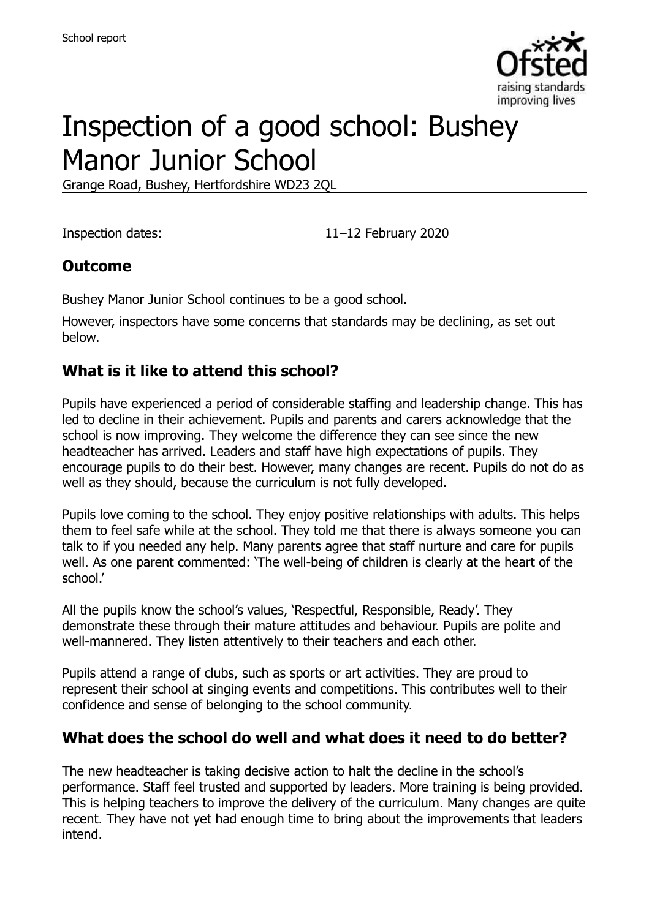School report

# Inspection of a good school: Bushey Manor Junior School

Grange Road, Bushey, Hertfordshire WD23 2QL

Inspection dates: 11–12 February 2020

## Outcome

Bushey Manor Junior School continues to be a good school.

However, inspectors have some concerns that standards may be declining, as set out below.

## What is it like to attend this school?

Pupils have experienced a period of considerable staffing and leadership change. This has led to decline in their achievement. Pupils and parents and carers acknowledge that the school is now improving. They welcome the difference they can see since the new headteacher has arrived. Leaders and staff have high expectations of pupils. They encourage pupils to do their best. However, many changes are recent. Pupils do not do as well as they should, because the curriculum is not fully developed.

Pupils love coming to the school. They enjoy positive relationships with adults. This helps them to feel safe while at the school. They told me that there is always someone you can talk to if you needed any help. Many parents agree that staff nurture and care for pupils well. As one parent commented: 'The well-being of children is clearly at the heart of the school.'

All the pupils know the school's values, 'Respectful, Responsible, Ready'. They demonstrate these through their mature attitudes and behaviour. Pupils are polite and well-mannered. They listen attentively to their teachers and each other.

Pupils attend a range of clubs, such as sports or art activities. They are proud to represent their school at singing events and competitions. This contributes well to their confidence and sense of belonging to the school community.

## What does the school do well and what does it need to do better?

The new headteacher is taking decisive action to halt the decline in the school's performance. Staff feel trusted and supported by leaders. More training is being provided. This is helping teachers to improve the delivery of the curriculum. Many changes are quite recent. They have not yet had enough time to bring about the improvements that leaders intend.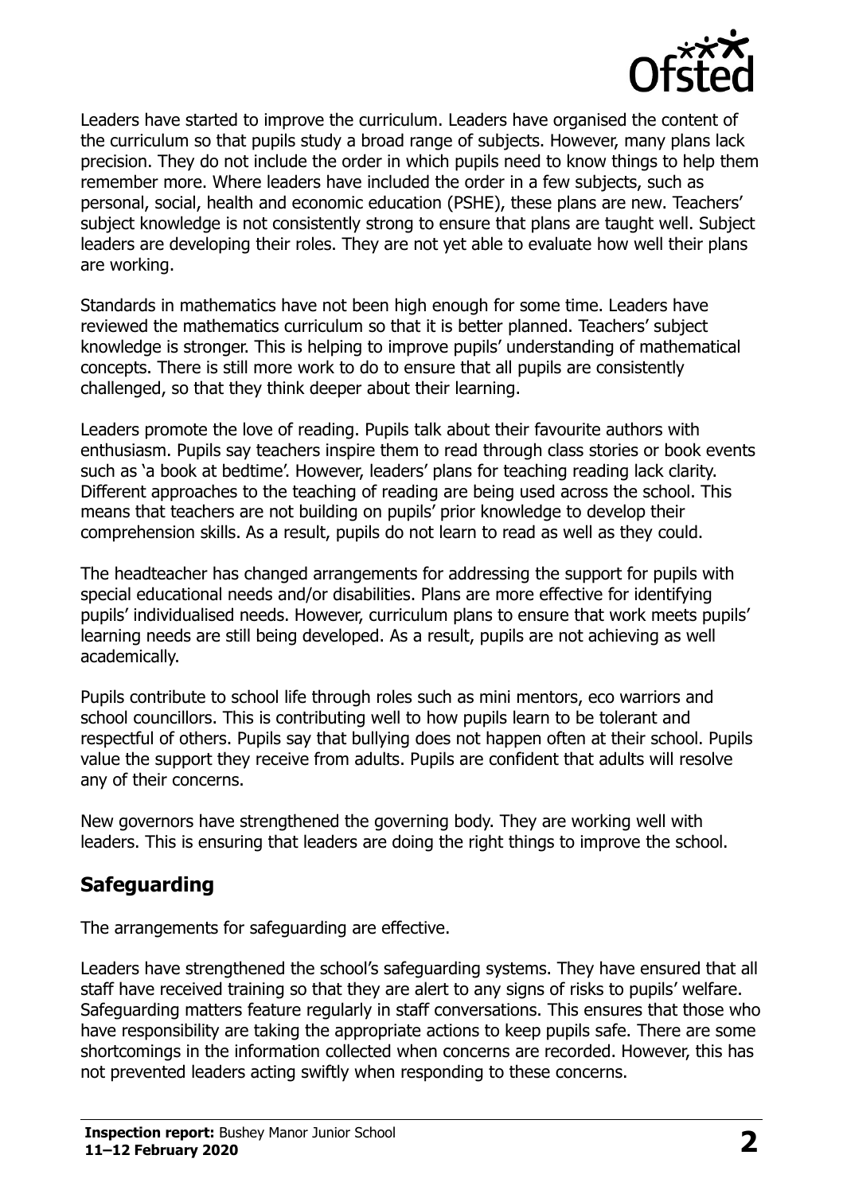Leaders have started to improve the curriculum. Leaders have organised the content of the curriculum so that pupils study a broad range of subjects. However, many plans lack precision. They do not include the order in which pupils need to know things to help them remember more. Where leaders have included the order in a few subjects, such as personal, social, health and economic education (PSHE), these plans are new. Teachers' subject knowledge is not consistently strong to ensure that plans are taught well. Subject leaders are developing their roles. They are not yet able to evaluate how well their plans are working.

Standards in mathematics have not been high enough for some time. Leaders have reviewed the mathematics curriculum so that it is better planned. Teachers' subject knowledge is stronger. This is helping to improve pupils' understanding of mathematical concepts. There is still more work to do to ensure that all pupils are consistently challenged, so that they think deeper about their learning.

Leaders promote the love of reading. Pupils talk about their favourite authors with enthusiasm. Pupils say teachers inspire them to read through class stories or book events such as 'a book at bedtime'. However, leaders' plans for teaching reading lack clarity. Different approaches to the teaching of reading are being used across the school. This means that teachers are not building on pupils' prior knowledge to develop their comprehension skills. As a result, pupils do not learn to read as well as they could.

The headteacher has changed arrangements for addressing the support for pupils with special educational needs and/or disabilities. Plans are more effective for identifying pupils' individualised needs. However, curriculum plans to ensure that work meets pupils' learning needs are still being developed. As a result, pupils are not achieving as well academically.

Pupils contribute to school life through roles such as mini mentors, eco warriors and school councillors. This is contributing well to how pupils learn to be tolerant and respectful of others. Pupils say that bullying does not happen often at their school. Pupils value the support they receive from adults. Pupils are confident that adults will resolve any of their concerns.

New governors have strengthened the governing body. They are working well with leaders. This is ensuring that leaders are doing the right things to improve the school.

## Safeguarding

The arrangements for safeguarding are effective.

Leaders have strengthened the school's safeguarding systems. They have ensured that all staff have received training so that they are alert to any signs of risks to pupils' welfare. Safeguarding matters feature regularly in staff conversations. This ensures that those who have responsibility are taking the appropriate actions to keep pupils safe. There are some shortcomings in the information collected when concerns are recorded. However, this has not prevented leaders acting swiftly when responding to these concerns.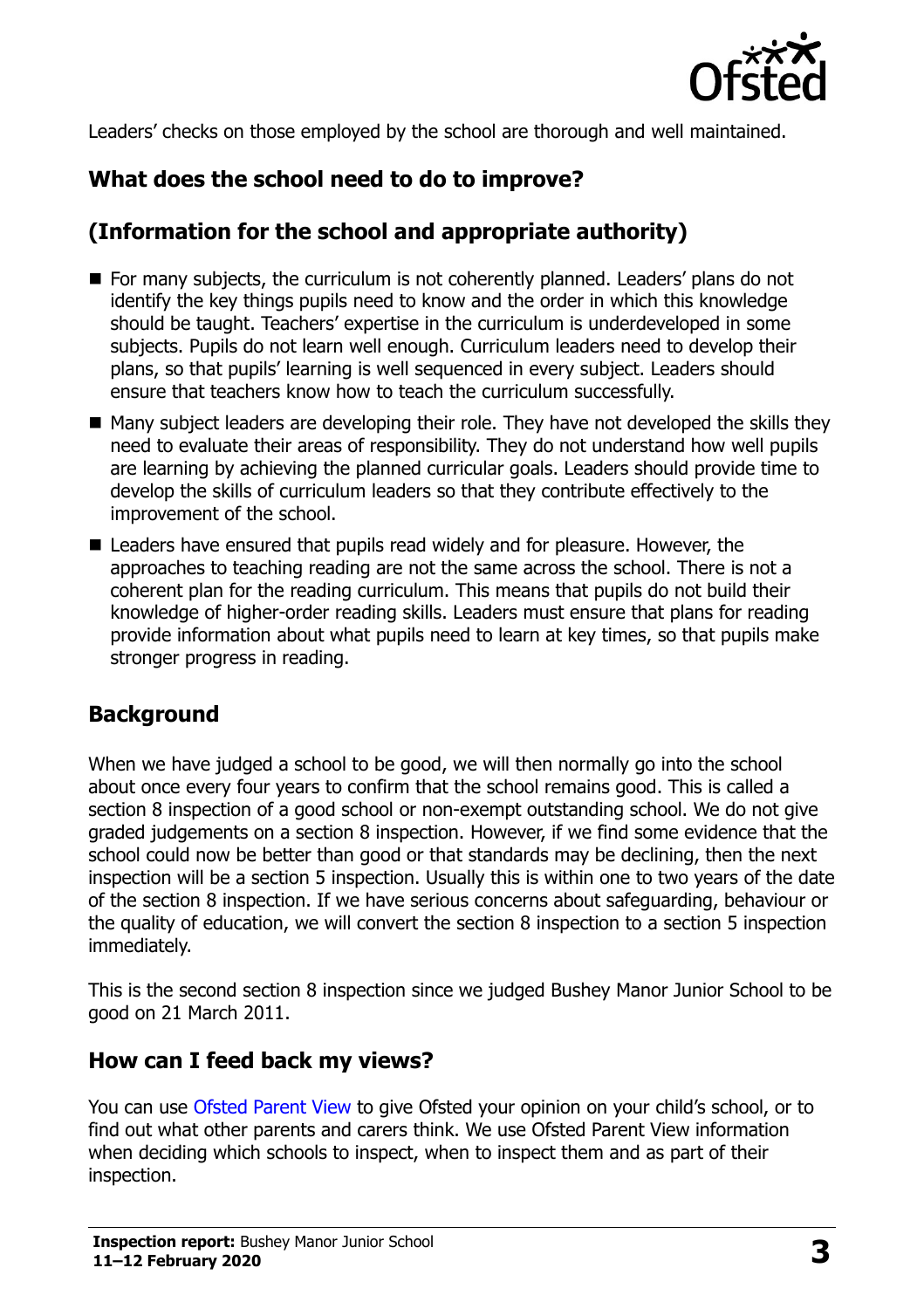Leaders' checks on those employed by the school are thorough and well maintained.

## What does the school need to do to improve?

## (Information for the school and appropriate authority)

- For many subjects, the curriculum is not coherently planned. Leaders' plans do not identify the key things pupils need to know and the order in which this knowledge should be taught. Teachers' expertise in the curriculum is underdeveloped in some subjects. Pupils do not learn well enough. Curriculum leaders need to develop their plans, so that pupils' learning is well sequenced in every subject. Leaders should ensure that teachers know how to teach the curriculum successfully.
- Many subject leaders are developing their role. They have not developed the skills they need to evaluate their areas of responsibility. They do not understand how well pupils are learning by achieving the planned curricular goals. Leaders should provide time to develop the skills of curriculum leaders so that they contribute effectively to the improvement of the school.
- Leaders have ensured that pupils read widely and for pleasure. However, the approaches to teaching reading are not the same across the school. There is not a coherent plan for the reading curriculum. This means that pupils do not build their knowledge of higher-order reading skills. Leaders must ensure that plans for reading provide information about what pupils need to learn at key times, so that pupils make stronger progress in reading.

## Background

When we have judged a school to be good, we will then normally go into the school about once every four years to confirm that the school remains good. This is called a section 8 inspection of a good school or non-exempt outstanding school. We do not give graded judgements on a section 8 inspection. However, if we find some evidence that the school could now be better than good or that standards may be declining, then the next inspection will be a section 5 inspection. Usually this is within one to two years of the date of the section 8 inspection. If we have serious concerns about safeguarding, behaviour or the quality of education, we will convert the section 8 inspection to a section 5 inspection immediately.

This is the second section 8 inspection since we judged Bushey Manor Junior School to be good on 21 March 2011.

## How can I feed back my views?

You can use Ofsted Parent View to give Ofsted your opinion on your child's school, or to find out what other parents and carers think. We use Ofsted Parent View information when deciding which schools to inspect, when to inspect them and as part of their inspection.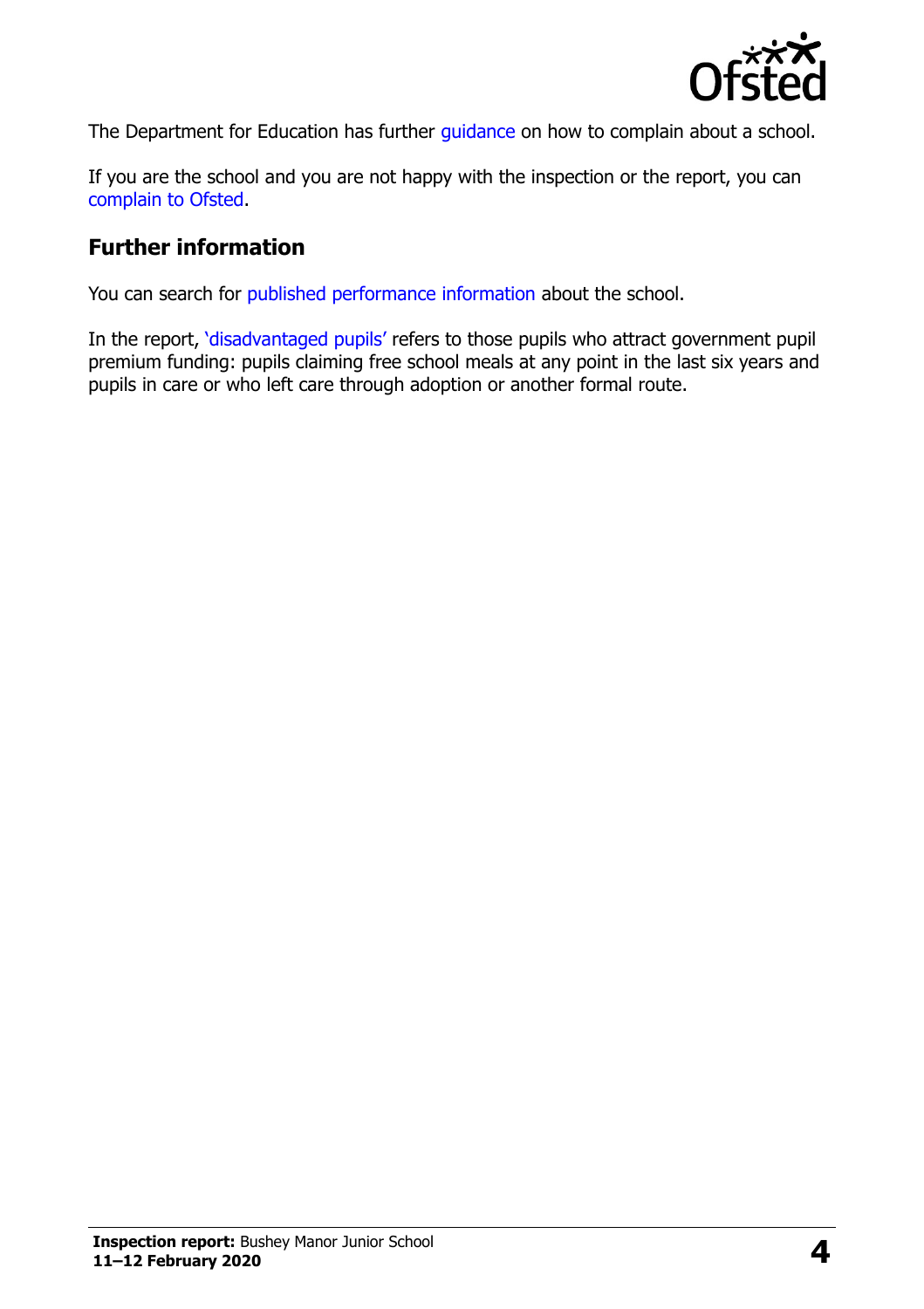The Department for Education has further guidance on how to complain about a school.

If you are the school and you are not happy with the inspection or the report, you can complain to Ofsted.

## Further information

You can search for published performance information about the school.

In the report, 'disadvantaged pupils' refers to those pupils who attract government pupil premium funding: pupils claiming free school meals at any point in the last six years and pupils in care or who left care through adoption or another formal route.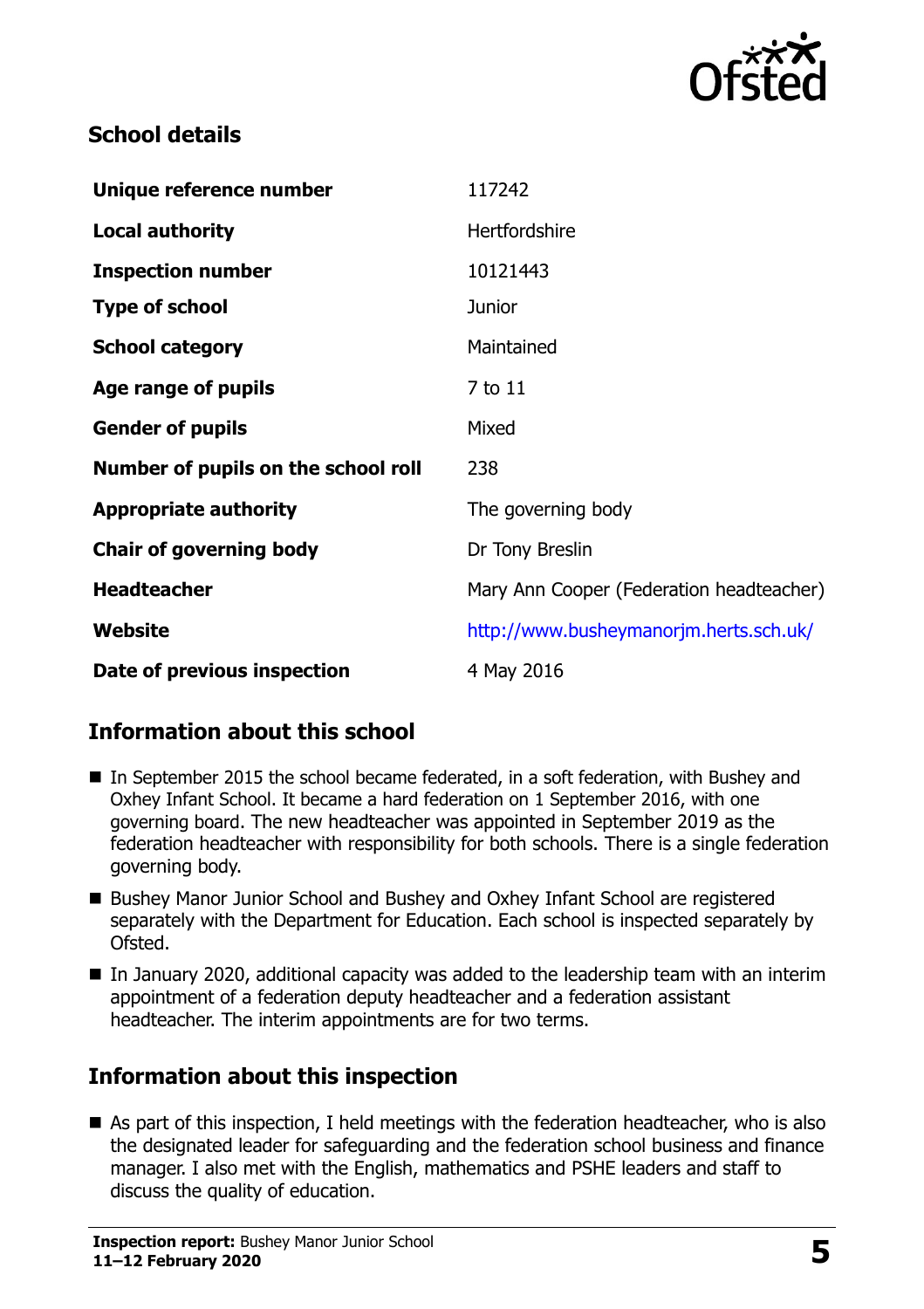## School details

| | |
|---|---|
| **Unique reference number** | 117242 |
| **Local authority** | Hertfordshire |
| **Inspection number** | 10121443 |
| **Type of school** | Junior |
| **School category** | Maintained |
| **Age range of pupils** | 7 to 11 |
| **Gender of pupils** | Mixed |
| **Number of pupils on the school roll** | 238 |
| **Appropriate authority** | The governing body |
| **Chair of governing body** | Dr Tony Breslin |
| **Headteacher** | Mary Ann Cooper (Federation headteacher) |
| **Website** | http://www.busheymanorjm.herts.sch.uk/ |
| **Date of previous inspection** | 4 May 2016 |

## Information about this school

- In September 2015 the school became federated, in a soft federation, with Bushey and Oxhey Infant School. It became a hard federation on 1 September 2016, with one governing board. The new headteacher was appointed in September 2019 as the federation headteacher with responsibility for both schools. There is a single federation governing body.
- Bushey Manor Junior School and Bushey and Oxhey Infant School are registered separately with the Department for Education. Each school is inspected separately by Ofsted.
- In January 2020, additional capacity was added to the leadership team with an interim appointment of a federation deputy headteacher and a federation assistant headteacher. The interim appointments are for two terms.

## Information about this inspection

- As part of this inspection, I held meetings with the federation headteacher, who is also the designated leader for safeguarding and the federation school business and finance manager. I also met with the English, mathematics and PSHE leaders and staff to discuss the quality of education.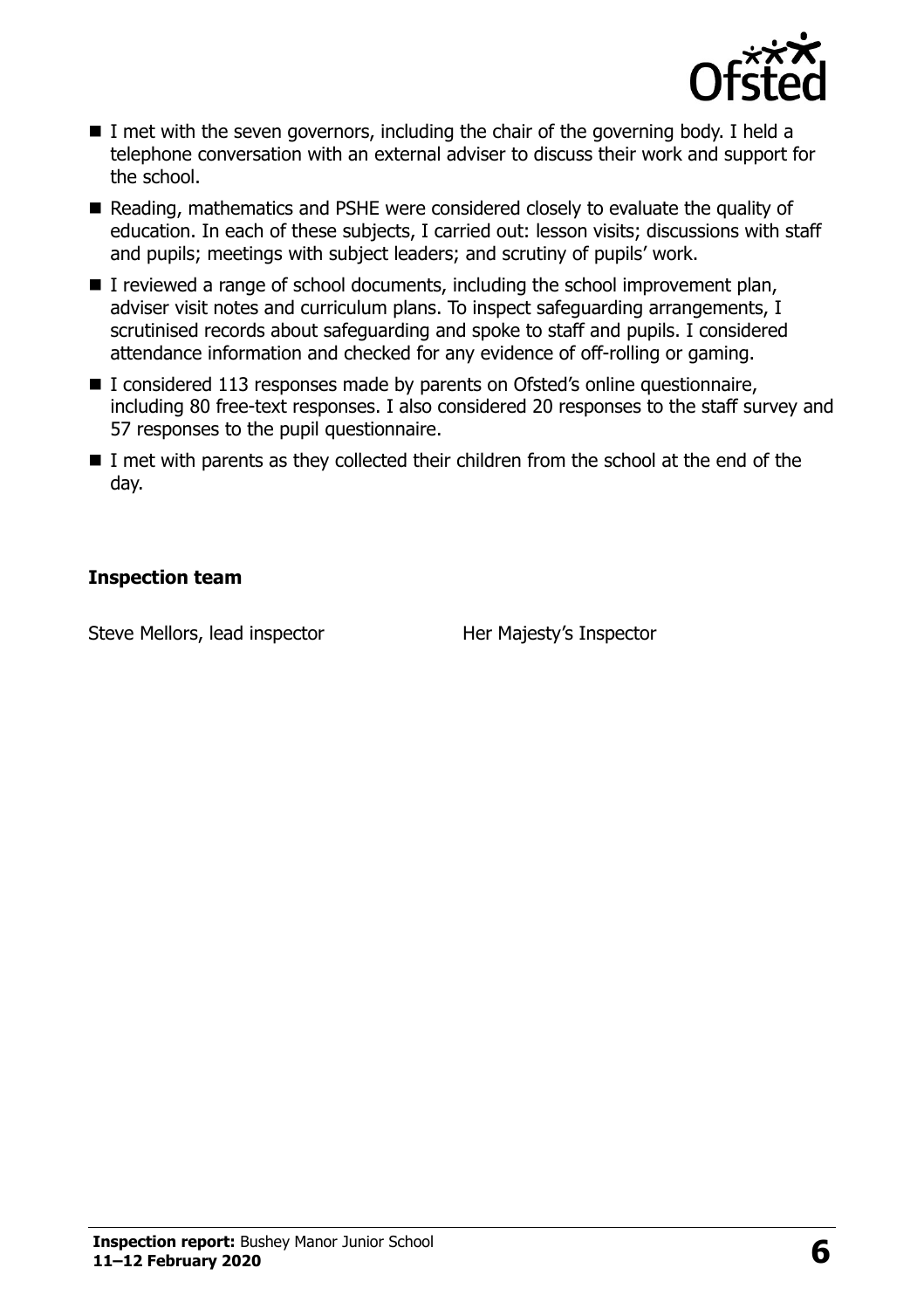- I met with the seven governors, including the chair of the governing body. I held a telephone conversation with an external adviser to discuss their work and support for the school.
- Reading, mathematics and PSHE were considered closely to evaluate the quality of education. In each of these subjects, I carried out: lesson visits; discussions with staff and pupils; meetings with subject leaders; and scrutiny of pupils' work.
- I reviewed a range of school documents, including the school improvement plan, adviser visit notes and curriculum plans. To inspect safeguarding arrangements, I scrutinised records about safeguarding and spoke to staff and pupils. I considered attendance information and checked for any evidence of off-rolling or gaming.
- I considered 113 responses made by parents on Ofsted's online questionnaire, including 80 free-text responses. I also considered 20 responses to the staff survey and 57 responses to the pupil questionnaire.
- I met with parents as they collected their children from the school at the end of the day.

### Inspection team

| | |
|---|---|
| Steve Mellors, lead inspector | Her Majesty's Inspector |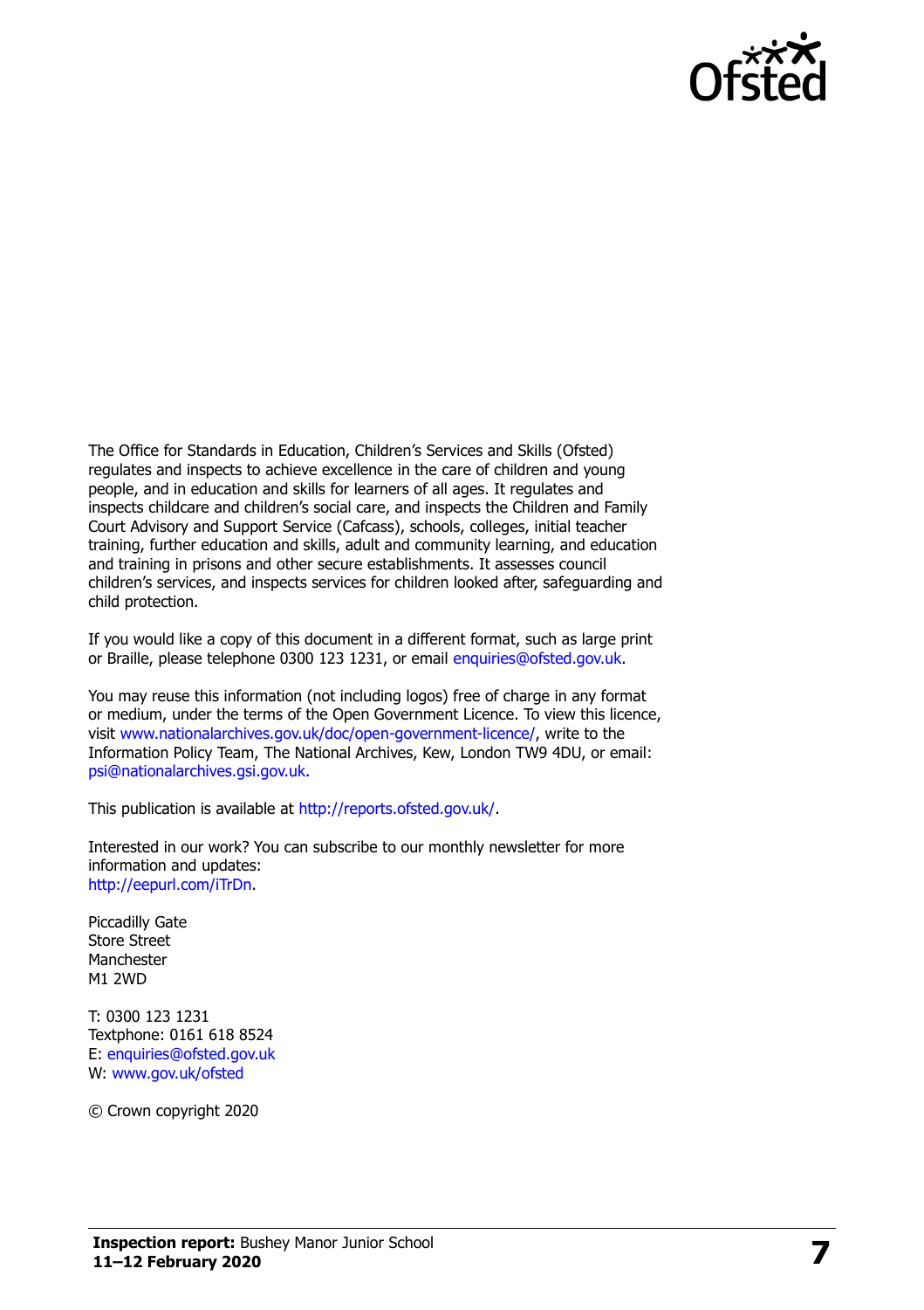The Office for Standards in Education, Children's Services and Skills (Ofsted) regulates and inspects to achieve excellence in the care of children and young people, and in education and skills for learners of all ages. It regulates and inspects childcare and children's social care, and inspects the Children and Family Court Advisory and Support Service (Cafcass), schools, colleges, initial teacher training, further education and skills, adult and community learning, and education and training in prisons and other secure establishments. It assesses council children's services, and inspects services for children looked after, safeguarding and child protection.

If you would like a copy of this document in a different format, such as large print or Braille, please telephone 0300 123 1231, or email enquiries@ofsted.gov.uk.

You may reuse this information (not including logos) free of charge in any format or medium, under the terms of the Open Government Licence. To view this licence, visit www.nationalarchives.gov.uk/doc/open-government-licence/, write to the Information Policy Team, The National Archives, Kew, London TW9 4DU, or email: psi@nationalarchives.gsi.gov.uk.

This publication is available at http://reports.ofsted.gov.uk/.

Interested in our work? You can subscribe to our monthly newsletter for more information and updates:
http://eepurl.com/iTrDn.

Piccadilly Gate
Store Street
Manchester
M1 2WD

T: 0300 123 1231
Textphone: 0161 618 8524
E: enquiries@ofsted.gov.uk
W: www.gov.uk/ofsted

© Crown copyright 2020